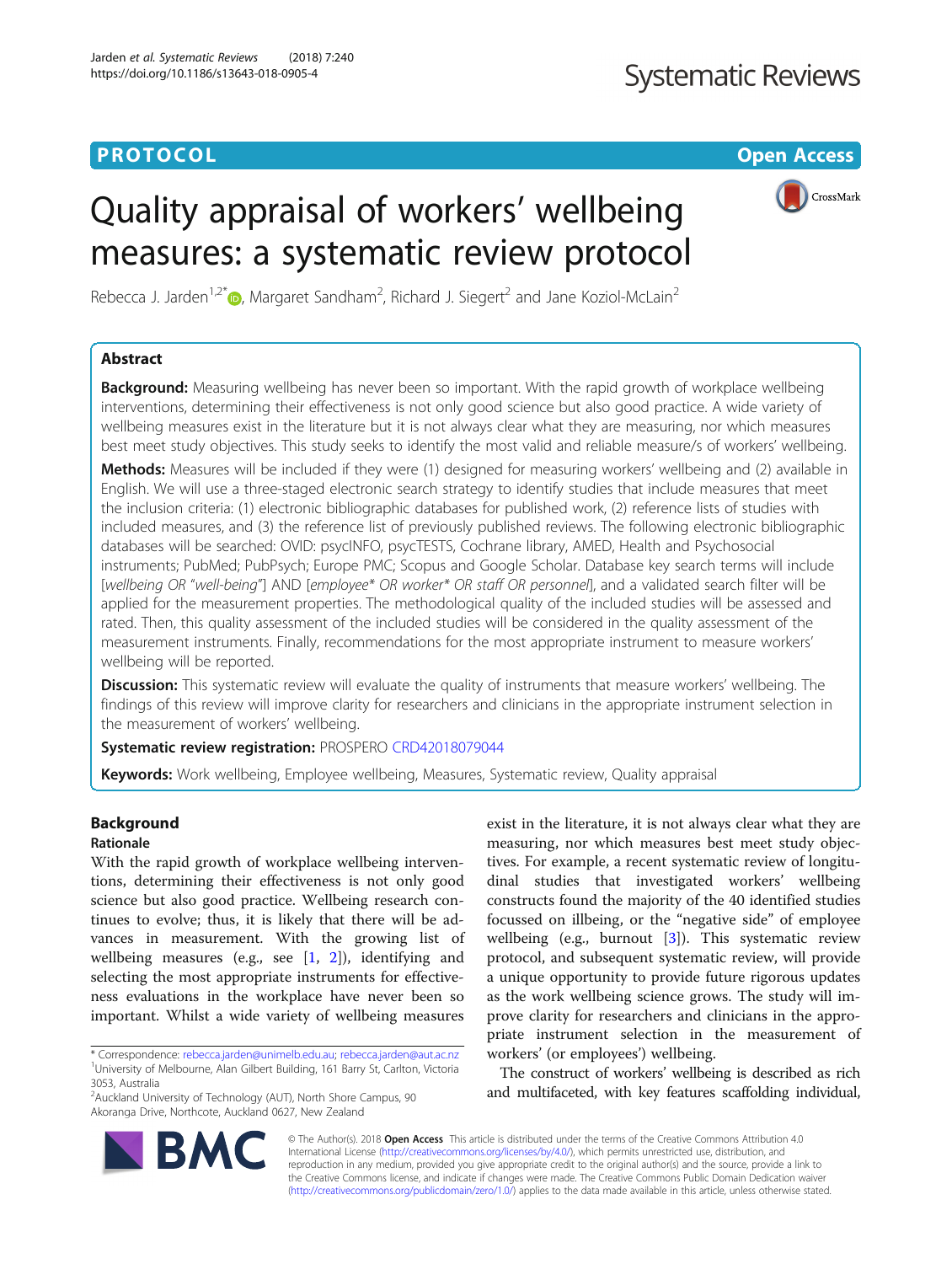**PROTOCOL** **Open Access**

# Quality appraisal of workers' wellbeing measures: a systematic review protocol

Rebecca J. Jarden[1,2*], Margaret Sandham[2], Richard J. Siegert[2] and Jane Koziol-McLain[2]

## Abstract

**Background:** Measuring wellbeing has never been so important. With the rapid growth of workplace wellbeing interventions, determining their effectiveness is not only good science but also good practice. A wide variety of wellbeing measures exist in the literature but it is not always clear what they are measuring, nor which measures best meet study objectives. This study seeks to identify the most valid and reliable measure/s of workers' wellbeing.

**Methods:** Measures will be included if they were (1) designed for measuring workers' wellbeing and (2) available in English. We will use a three-staged electronic search strategy to identify studies that include measures that meet the inclusion criteria: (1) electronic bibliographic databases for published work, (2) reference lists of studies with included measures, and (3) the reference list of previously published reviews. The following electronic bibliographic databases will be searched: OVID: psycINFO, psycTESTS, Cochrane library, AMED, Health and Psychosocial instruments; PubMed; PubPsych; Europe PMC; Scopus and Google Scholar. Database key search terms will include [*wellbeing OR "well-being"*] AND [*employee* OR worker* OR staff OR personnel*], and a validated search filter will be applied for the measurement properties. The methodological quality of the included studies will be assessed and rated. Then, this quality assessment of the included studies will be considered in the quality assessment of the measurement instruments. Finally, recommendations for the most appropriate instrument to measure workers' wellbeing will be reported.

**Discussion:** This systematic review will evaluate the quality of instruments that measure workers' wellbeing. The findings of this review will improve clarity for researchers and clinicians in the appropriate instrument selection in the measurement of workers' wellbeing.

**Systematic review registration:** PROSPERO CRD42018079044

**Keywords:** Work wellbeing, Employee wellbeing, Measures, Systematic review, Quality appraisal

## Background

### Rationale

With the rapid growth of workplace wellbeing interventions, determining their effectiveness is not only good science but also good practice. Wellbeing research continues to evolve; thus, it is likely that there will be advances in measurement. With the growing list of wellbeing measures (e.g., see [1, 2]), identifying and selecting the most appropriate instruments for effectiveness evaluations in the workplace have never been so important. Whilst a wide variety of wellbeing measures exist in the literature, it is not always clear what they are measuring, nor which measures best meet study objectives. For example, a recent systematic review of longitudinal studies that investigated workers' wellbeing constructs found the majority of the 40 identified studies focussed on illbeing, or the "negative side" of employee wellbeing (e.g., burnout [3]). This systematic review protocol, and subsequent systematic review, will provide a unique opportunity to provide future rigorous updates as the work wellbeing science grows. The study will improve clarity for researchers and clinicians in the appropriate instrument selection in the measurement of workers' (or employees') wellbeing.

The construct of workers' wellbeing is described as rich and multifaceted, with key features scaffolding individual,

\* Correspondence: rebecca.jarden@unimelb.edu.au; rebecca.jarden@aut.ac.nz
[1]University of Melbourne, Alan Gilbert Building, 161 Barry St, Carlton, Victoria 3053, Australia
[2]Auckland University of Technology (AUT), North Shore Campus, 90 Akoranga Drive, Northcote, Auckland 0627, New Zealand

© The Author(s). 2018 **Open Access** This article is distributed under the terms of the Creative Commons Attribution 4.0 International License (http://creativecommons.org/licenses/by/4.0/), which permits unrestricted use, distribution, and reproduction in any medium, provided you give appropriate credit to the original author(s) and the source, provide a link to the Creative Commons license, and indicate if changes were made. The Creative Commons Public Domain Dedication waiver (http://creativecommons.org/publicdomain/zero/1.0/) applies to the data made available in this article, unless otherwise stated.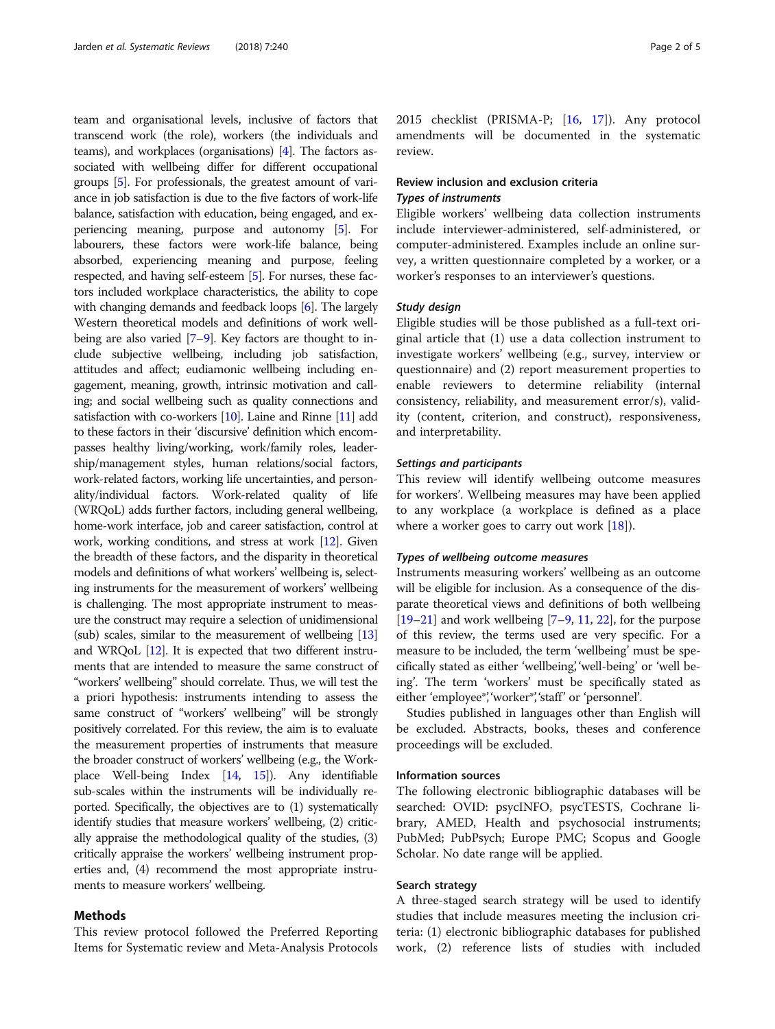team and organisational levels, inclusive of factors that transcend work (the role), workers (the individuals and teams), and workplaces (organisations) [4]. The factors associated with wellbeing differ for different occupational groups [5]. For professionals, the greatest amount of variance in job satisfaction is due to the five factors of work-life balance, satisfaction with education, being engaged, and experiencing meaning, purpose and autonomy [5]. For labourers, these factors were work-life balance, being absorbed, experiencing meaning and purpose, feeling respected, and having self-esteem [5]. For nurses, these factors included workplace characteristics, the ability to cope with changing demands and feedback loops [6]. The largely Western theoretical models and definitions of work wellbeing are also varied [7–9]. Key factors are thought to include subjective wellbeing, including job satisfaction, attitudes and affect; eudiamonic wellbeing including engagement, meaning, growth, intrinsic motivation and calling; and social wellbeing such as quality connections and satisfaction with co-workers [10]. Laine and Rinne [11] add to these factors in their 'discursive' definition which encompasses healthy living/working, work/family roles, leadership/management styles, human relations/social factors, work-related factors, working life uncertainties, and personality/individual factors. Work-related quality of life (WRQoL) adds further factors, including general wellbeing, home-work interface, job and career satisfaction, control at work, working conditions, and stress at work [12]. Given the breadth of these factors, and the disparity in theoretical models and definitions of what workers' wellbeing is, selecting instruments for the measurement of workers' wellbeing is challenging. The most appropriate instrument to measure the construct may require a selection of unidimensional (sub) scales, similar to the measurement of wellbeing [13] and WRQoL [12]. It is expected that two different instruments that are intended to measure the same construct of "workers' wellbeing" should correlate. Thus, we will test the a priori hypothesis: instruments intending to assess the same construct of "workers' wellbeing" will be strongly positively correlated. For this review, the aim is to evaluate the measurement properties of instruments that measure the broader construct of workers' wellbeing (e.g., the Workplace Well-being Index [14, 15]). Any identifiable sub-scales within the instruments will be individually reported. Specifically, the objectives are to (1) systematically identify studies that measure workers' wellbeing, (2) critically appraise the methodological quality of the studies, (3) critically appraise the workers' wellbeing instrument properties and, (4) recommend the most appropriate instruments to measure workers' wellbeing.

## Methods

This review protocol followed the Preferred Reporting Items for Systematic review and Meta-Analysis Protocols 2015 checklist (PRISMA-P; [16, 17]). Any protocol amendments will be documented in the systematic review.

### Review inclusion and exclusion criteria

#### *Types of instruments*

Eligible workers' wellbeing data collection instruments include interviewer-administered, self-administered, or computer-administered. Examples include an online survey, a written questionnaire completed by a worker, or a worker's responses to an interviewer's questions.

#### *Study design*

Eligible studies will be those published as a full-text original article that (1) use a data collection instrument to investigate workers' wellbeing (e.g., survey, interview or questionnaire) and (2) report measurement properties to enable reviewers to determine reliability (internal consistency, reliability, and measurement error/s), validity (content, criterion, and construct), responsiveness, and interpretability.

#### *Settings and participants*

This review will identify wellbeing outcome measures for workers'. Wellbeing measures may have been applied to any workplace (a workplace is defined as a place where a worker goes to carry out work [18]).

#### *Types of wellbeing outcome measures*

Instruments measuring workers' wellbeing as an outcome will be eligible for inclusion. As a consequence of the disparate theoretical views and definitions of both wellbeing [19–21] and work wellbeing [7–9, 11, 22], for the purpose of this review, the terms used are very specific. For a measure to be included, the term 'wellbeing' must be specifically stated as either 'wellbeing,' 'well-being' or 'well being'. The term 'workers' must be specifically stated as either 'employee*', 'worker*', 'staff' or 'personnel'.

Studies published in languages other than English will be excluded. Abstracts, books, theses and conference proceedings will be excluded.

### Information sources

The following electronic bibliographic databases will be searched: OVID: psycINFO, psycTESTS, Cochrane library, AMED, Health and psychosocial instruments; PubMed; PubPsych; Europe PMC; Scopus and Google Scholar. No date range will be applied.

### Search strategy

A three-staged search strategy will be used to identify studies that include measures meeting the inclusion criteria: (1) electronic bibliographic databases for published work, (2) reference lists of studies with included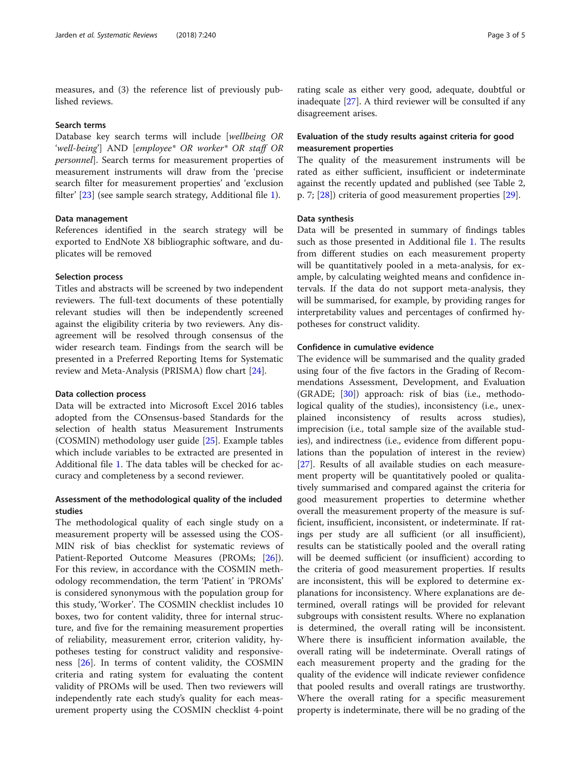measures, and (3) the reference list of previously published reviews.

### Search terms

Database key search terms will include [*wellbeing OR 'well-being'*] AND [*employee* OR worker* OR staff OR personnel*]. Search terms for measurement properties of measurement instruments will draw from the 'precise search filter for measurement properties' and 'exclusion filter' [23] (see sample search strategy, Additional file 1).

### Data management

References identified in the search strategy will be exported to EndNote X8 bibliographic software, and duplicates will be removed

### Selection process

Titles and abstracts will be screened by two independent reviewers. The full-text documents of these potentially relevant studies will then be independently screened against the eligibility criteria by two reviewers. Any disagreement will be resolved through consensus of the wider research team. Findings from the search will be presented in a Preferred Reporting Items for Systematic review and Meta-Analysis (PRISMA) flow chart [24].

### Data collection process

Data will be extracted into Microsoft Excel 2016 tables adopted from the COnsensus-based Standards for the selection of health status Measurement Instruments (COSMIN) methodology user guide [25]. Example tables which include variables to be extracted are presented in Additional file 1. The data tables will be checked for accuracy and completeness by a second reviewer.

### Assessment of the methodological quality of the included studies

The methodological quality of each single study on a measurement property will be assessed using the COSMIN risk of bias checklist for systematic reviews of Patient-Reported Outcome Measures (PROMs; [26]). For this review, in accordance with the COSMIN methodology recommendation, the term 'Patient' in 'PROMs' is considered synonymous with the population group for this study, 'Worker'. The COSMIN checklist includes 10 boxes, two for content validity, three for internal structure, and five for the remaining measurement properties of reliability, measurement error, criterion validity, hypotheses testing for construct validity and responsiveness [26]. In terms of content validity, the COSMIN criteria and rating system for evaluating the content validity of PROMs will be used. Then two reviewers will independently rate each study's quality for each measurement property using the COSMIN checklist 4-point rating scale as either very good, adequate, doubtful or inadequate [27]. A third reviewer will be consulted if any disagreement arises.

### Evaluation of the study results against criteria for good measurement properties

The quality of the measurement instruments will be rated as either sufficient, insufficient or indeterminate against the recently updated and published (see Table 2, p. 7; [28]) criteria of good measurement properties [29].

### Data synthesis

Data will be presented in summary of findings tables such as those presented in Additional file 1. The results from different studies on each measurement property will be quantitatively pooled in a meta-analysis, for example, by calculating weighted means and confidence intervals. If the data do not support meta-analysis, they will be summarised, for example, by providing ranges for interpretability values and percentages of confirmed hypotheses for construct validity.

### Confidence in cumulative evidence

The evidence will be summarised and the quality graded using four of the five factors in the Grading of Recommendations Assessment, Development, and Evaluation (GRADE; [30]) approach: risk of bias (i.e., methodological quality of the studies), inconsistency (i.e., unexplained inconsistency of results across studies), imprecision (i.e., total sample size of the available studies), and indirectness (i.e., evidence from different populations than the population of interest in the review) [27]. Results of all available studies on each measurement property will be quantitatively pooled or qualitatively summarised and compared against the criteria for good measurement properties to determine whether overall the measurement property of the measure is sufficient, insufficient, inconsistent, or indeterminate. If ratings per study are all sufficient (or all insufficient), results can be statistically pooled and the overall rating will be deemed sufficient (or insufficient) according to the criteria of good measurement properties. If results are inconsistent, this will be explored to determine explanations for inconsistency. Where explanations are determined, overall ratings will be provided for relevant subgroups with consistent results. Where no explanation is determined, the overall rating will be inconsistent. Where there is insufficient information available, the overall rating will be indeterminate. Overall ratings of each measurement property and the grading for the quality of the evidence will indicate reviewer confidence that pooled results and overall ratings are trustworthy. Where the overall rating for a specific measurement property is indeterminate, there will be no grading of the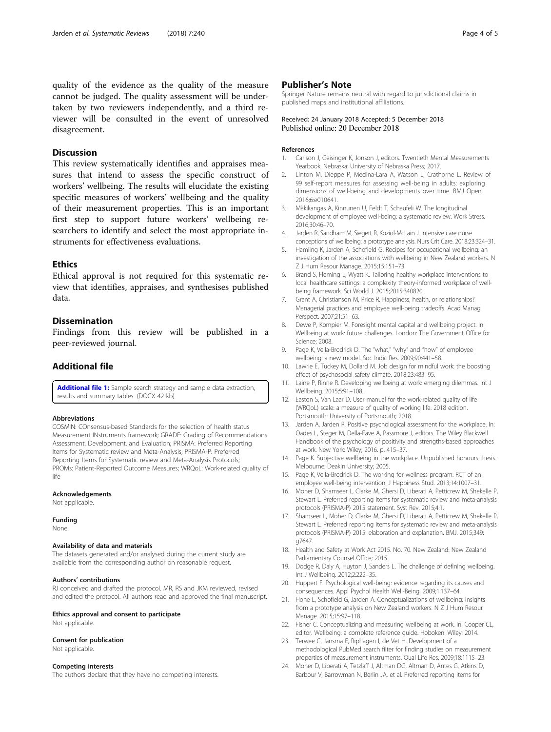quality of the evidence as the quality of the measure cannot be judged. The quality assessment will be undertaken by two reviewers independently, and a third reviewer will be consulted in the event of unresolved disagreement.

## Discussion

This review systematically identifies and appraises measures that intend to assess the specific construct of workers' wellbeing. The results will elucidate the existing specific measures of workers' wellbeing and the quality of their measurement properties. This is an important first step to support future workers' wellbeing researchers to identify and select the most appropriate instruments for effectiveness evaluations.

## Ethics

Ethical approval is not required for this systematic review that identifies, appraises, and synthesises published data.

## Dissemination

Findings from this review will be published in a peer-reviewed journal.

## Additional file

**Additional file 1:** Sample search strategy and sample data extraction, results and summary tables. (DOCX 42 kb)

#### Abbreviations

COSMIN: COnsensus-based Standards for the selection of health status Measurement INstruments framework; GRADE: Grading of Recommendations Assessment, Development, and Evaluation; PRISMA: Preferred Reporting Items for Systematic review and Meta-Analysis; PRISMA-P: Preferred Reporting Items for Systematic review and Meta-Analysis Protocols; PROMs: Patient-Reported Outcome Measures; WRQoL: Work-related quality of life

#### Acknowledgements

Not applicable.

#### Funding

None

#### Availability of data and materials

The datasets generated and/or analysed during the current study are available from the corresponding author on reasonable request.

#### Authors' contributions

RJ conceived and drafted the protocol. MR, RS and JKM reviewed, revised and edited the protocol. All authors read and approved the final manuscript.

#### Ethics approval and consent to participate

Not applicable.

#### Consent for publication

Not applicable.

#### Competing interests

The authors declare that they have no competing interests.

## Publisher's Note

Springer Nature remains neutral with regard to jurisdictional claims in published maps and institutional affiliations.

Received: 24 January 2018 Accepted: 5 December 2018
Published online: 20 December 2018

#### References

1. Carlson J, Geisinger K, Jonson J, editors. Twentieth Mental Measurements Yearbook. Nebraska: University of Nebraska Press; 2017.
2. Linton M, Dieppe P, Medina-Lara A, Watson L, Crathorne L. Review of 99 self-report measures for assessing well-being in adults: exploring dimensions of well-being and developments over time. BMJ Open. 2016;6:e010641.
3. Mäkikangas A, Kinnunen U, Feldt T, Schaufeli W. The longitudinal development of employee well-being: a systematic review. Work Stress. 2016;30:46–70.
4. Jarden R, Sandham M, Siegert R, Koziol-McLain J. Intensive care nurse conceptions of wellbeing: a prototype analysis. Nurs Crit Care. 2018;23:324–31.
5. Hamling K, Jarden A, Schofield G. Recipes for occupational wellbeing: an investigation of the associations with wellbeing in New Zealand workers. N Z J Hum Resour Manage. 2015;15:151–73.
6. Brand S, Fleming L, Wyatt K. Tailoring healthy workplace interventions to local healthcare settings: a complexity theory-informed workplace of well-being framework. Sci World J. 2015;2015:340820.
7. Grant A, Christianson M, Price R. Happiness, health, or relationships? Managerial practices and employee well-being tradeoffs. Acad Manag Perspect. 2007;21:51–63.
8. Dewe P, Kompier M. Foresight mental capital and wellbeing project. In: Wellbeing at work: future challenges. London: The Government Office for Science; 2008.
9. Page K, Vella-Brodrick D. The "what," "why" and "how" of employee wellbeing: a new model. Soc Indic Res. 2009;90:441–58.
10. Lawrie E, Tuckey M, Dollard M. Job design for mindful work: the boosting effect of psychosocial safety climate. 2018;23:483–95.
11. Laine P, Rinne R. Developing wellbeing at work: emerging dilemmas. Int J Wellbeing. 2015;5:91–108.
12. Easton S, Van Laar D. User manual for the work-related quality of life (WRQoL) scale: a measure of quality of working life. 2018 edition. Portsmouth: University of Portsmouth; 2018.
13. Jarden A, Jarden R. Positive psychological assessment for the workplace. In: Oades L, Steger M, Della-Fave A, Passmore J, editors. The Wiley Blackwell Handbook of the psychology of positivity and strengths-based approaches at work. New York: Wiley; 2016. p. 415–37.
14. Page K. Subjective wellbeing in the workplace. Unpublished honours thesis. Melbourne: Deakin University; 2005.
15. Page K, Vella-Brodrick D. The working for wellness program: RCT of an employee well-being intervention. J Happiness Stud. 2013;14:1007–31.
16. Moher D, Shamseer L, Clarke M, Ghersi D, Liberati A, Petticrew M, Shekelle P, Stewart L. Preferred reporting items for systematic review and meta-analysis protocols (PRISMA-P) 2015 statement. Syst Rev. 2015;4:1.
17. Shamseer L, Moher D, Clarke M, Ghersi D, Liberati A, Petticrew M, Shekelle P, Stewart L. Preferred reporting items for systematic review and meta-analysis protocols (PRISMA-P) 2015: elaboration and explanation. BMJ. 2015;349:g7647.
18. Health and Safety at Work Act 2015. No. 70. New Zealand: New Zealand Parliamentary Counsel Office; 2015.
19. Dodge R, Daly A, Huyton J, Sanders L. The challenge of defining wellbeing. Int J Wellbeing. 2012;2:222–35.
20. Huppert F. Psychological well-being: evidence regarding its causes and consequences. Appl Psychol Health Well-Being. 2009;1:137–64.
21. Hone L, Schofield G, Jarden A. Conceptualizations of wellbeing: insights from a prototype analysis on New Zealand workers. N Z J Hum Resour Manage. 2015;15:97–118.
22. Fisher C. Conceptualizing and measuring wellbeing at work. In: Cooper CL, editor. Wellbeing: a complete reference guide. Hoboken: Wiley; 2014.
23. Terwee C, Jansma E, Riphagen I, de Vet H. Development of a methodological PubMed search filter for finding studies on measurement properties of measurement instruments. Qual Life Res. 2009;18:1115–23.
24. Moher D, Liberati A, Tetzlaff J, Altman DG, Altman D, Antes G, Atkins D, Barbour V, Barrowman N, Berlin JA, et al. Preferred reporting items for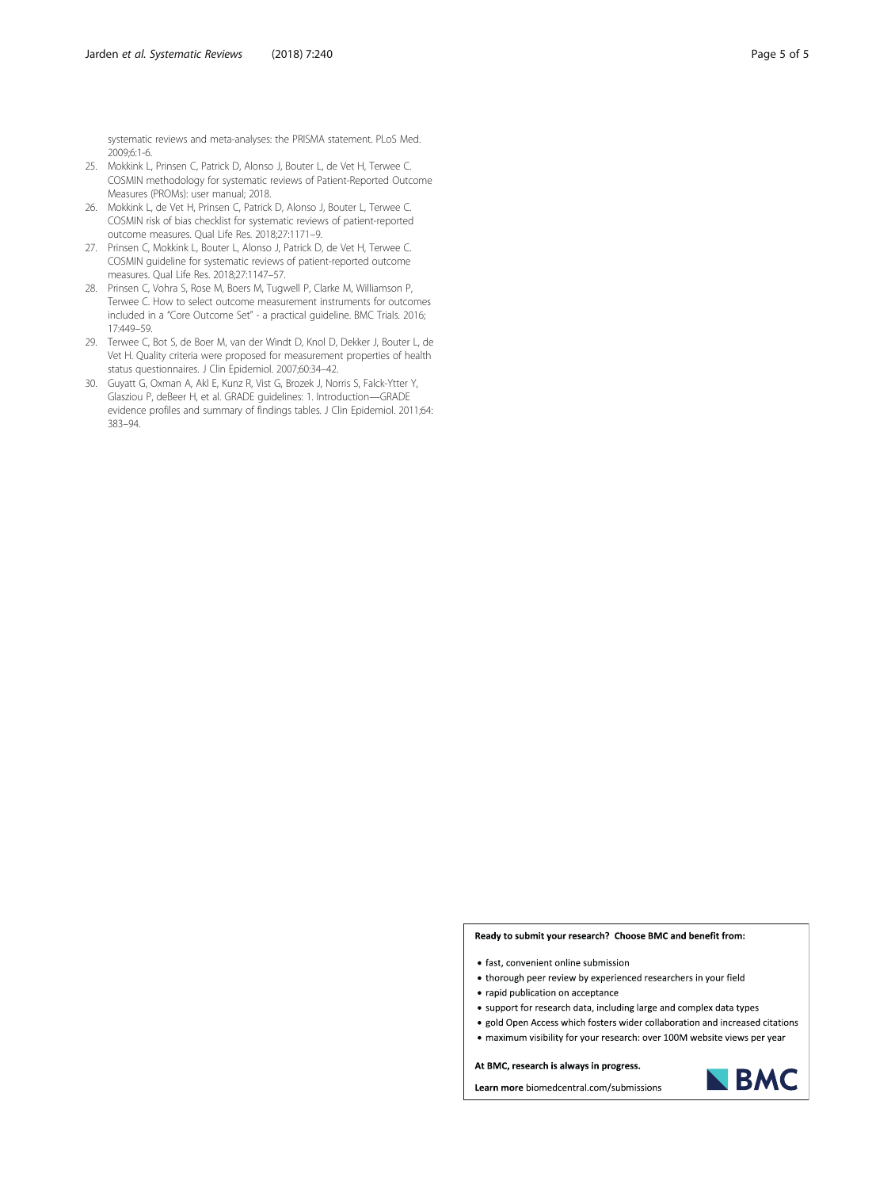systematic reviews and meta-analyses: the PRISMA statement. PLoS Med. 2009;6:1-6.

25. Mokkink L, Prinsen C, Patrick D, Alonso J, Bouter L, de Vet H, Terwee C. COSMIN methodology for systematic reviews of Patient-Reported Outcome Measures (PROMs): user manual; 2018.
26. Mokkink L, de Vet H, Prinsen C, Patrick D, Alonso J, Bouter L, Terwee C. COSMIN risk of bias checklist for systematic reviews of patient-reported outcome measures. Qual Life Res. 2018;27:1171–9.
27. Prinsen C, Mokkink L, Bouter L, Alonso J, Patrick D, de Vet H, Terwee C. COSMIN guideline for systematic reviews of patient-reported outcome measures. Qual Life Res. 2018;27:1147–57.
28. Prinsen C, Vohra S, Rose M, Boers M, Tugwell P, Clarke M, Williamson P, Terwee C. How to select outcome measurement instruments for outcomes included in a "Core Outcome Set" - a practical guideline. BMC Trials. 2016; 17:449–59.
29. Terwee C, Bot S, de Boer M, van der Windt D, Knol D, Dekker J, Bouter L, de Vet H. Quality criteria were proposed for measurement properties of health status questionnaires. J Clin Epidemiol. 2007;60:34–42.
30. Guyatt G, Oxman A, Akl E, Kunz R, Vist G, Brozek J, Norris S, Falck-Ytter Y, Glasziou P, deBeer H, et al. GRADE guidelines: 1. Introduction—GRADE evidence profiles and summary of findings tables. J Clin Epidemiol. 2011;64: 383–94.

**Ready to submit your research? Choose BMC and benefit from:**

- fast, convenient online submission
- thorough peer review by experienced researchers in your field
- rapid publication on acceptance
- support for research data, including large and complex data types
- gold Open Access which fosters wider collaboration and increased citations
- maximum visibility for your research: over 100M website views per year

**At BMC, research is always in progress.**

**Learn more** biomedcentral.com/submissions

BMC